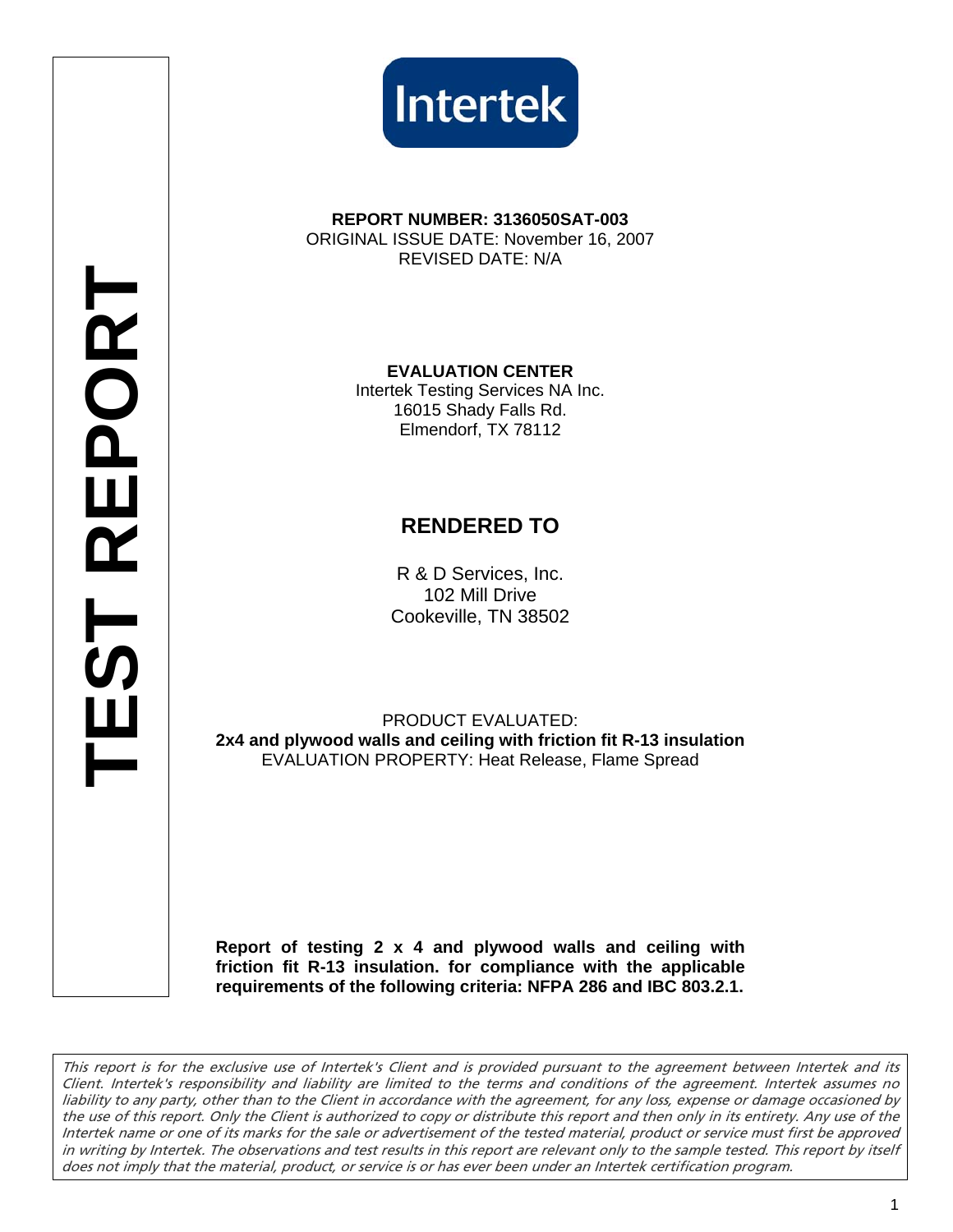# TEST REPORT

Intertek

**REPORT NUMBER: 3136050SAT-003**
ORIGINAL ISSUE DATE: November 16, 2007
REVISED DATE: N/A

**EVALUATION CENTER**
Intertek Testing Services NA Inc.
16015 Shady Falls Rd.
Elmendorf, TX 78112

## RENDERED TO

R & D Services, Inc.
102 Mill Drive
Cookeville, TN 38502

PRODUCT EVALUATED:
**2x4 and plywood walls and ceiling with friction fit R-13 insulation**
EVALUATION PROPERTY: Heat Release, Flame Spread

**Report of testing 2 x 4 and plywood walls and ceiling with friction fit R-13 insulation. for compliance with the applicable requirements of the following criteria: NFPA 286 and IBC 803.2.1.**

*This report is for the exclusive use of Intertek's Client and is provided pursuant to the agreement between Intertek and its Client. Intertek's responsibility and liability are limited to the terms and conditions of the agreement. Intertek assumes no liability to any party, other than to the Client in accordance with the agreement, for any loss, expense or damage occasioned by the use of this report. Only the Client is authorized to copy or distribute this report and then only in its entirety. Any use of the Intertek name or one of its marks for the sale or advertisement of the tested material, product or service must first be approved in writing by Intertek. The observations and test results in this report are relevant only to the sample tested. This report by itself does not imply that the material, product, or service is or has ever been under an Intertek certification program.*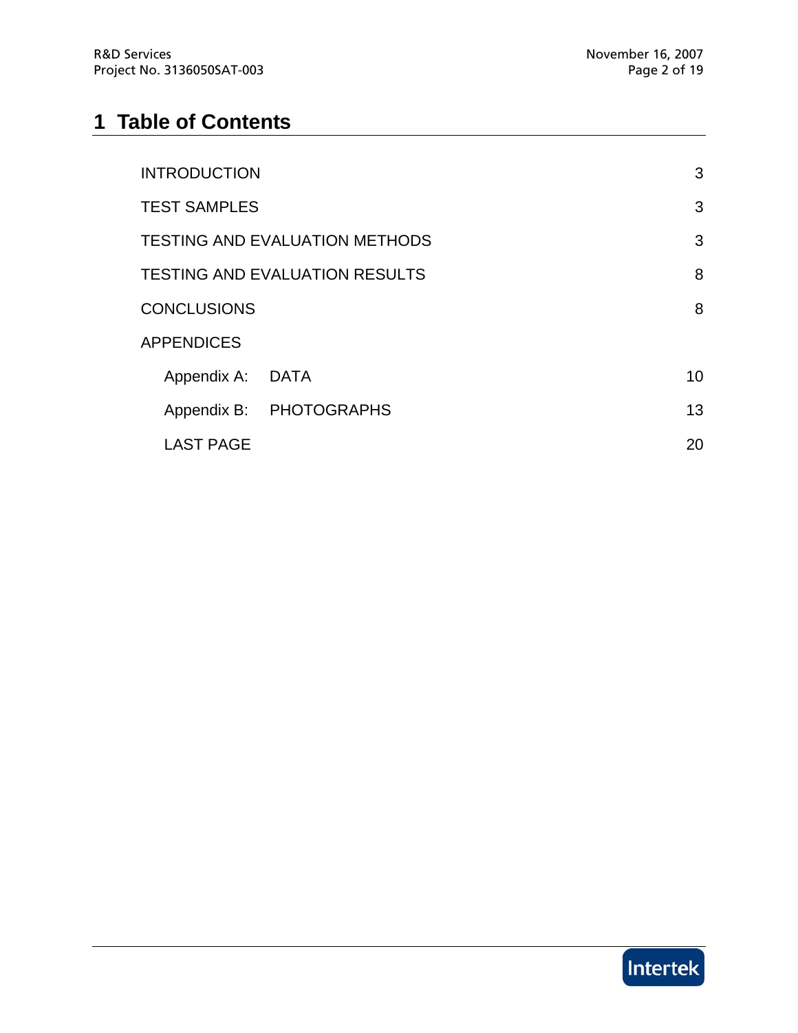# 1 Table of Contents

| | |
|---|---|
| INTRODUCTION | 3 |
| TEST SAMPLES | 3 |
| TESTING AND EVALUATION METHODS | 3 |
| TESTING AND EVALUATION RESULTS | 8 |
| CONCLUSIONS | 8 |
| APPENDICES | |
| Appendix A: DATA | 10 |
| Appendix B: PHOTOGRAPHS | 13 |
| LAST PAGE | 20 |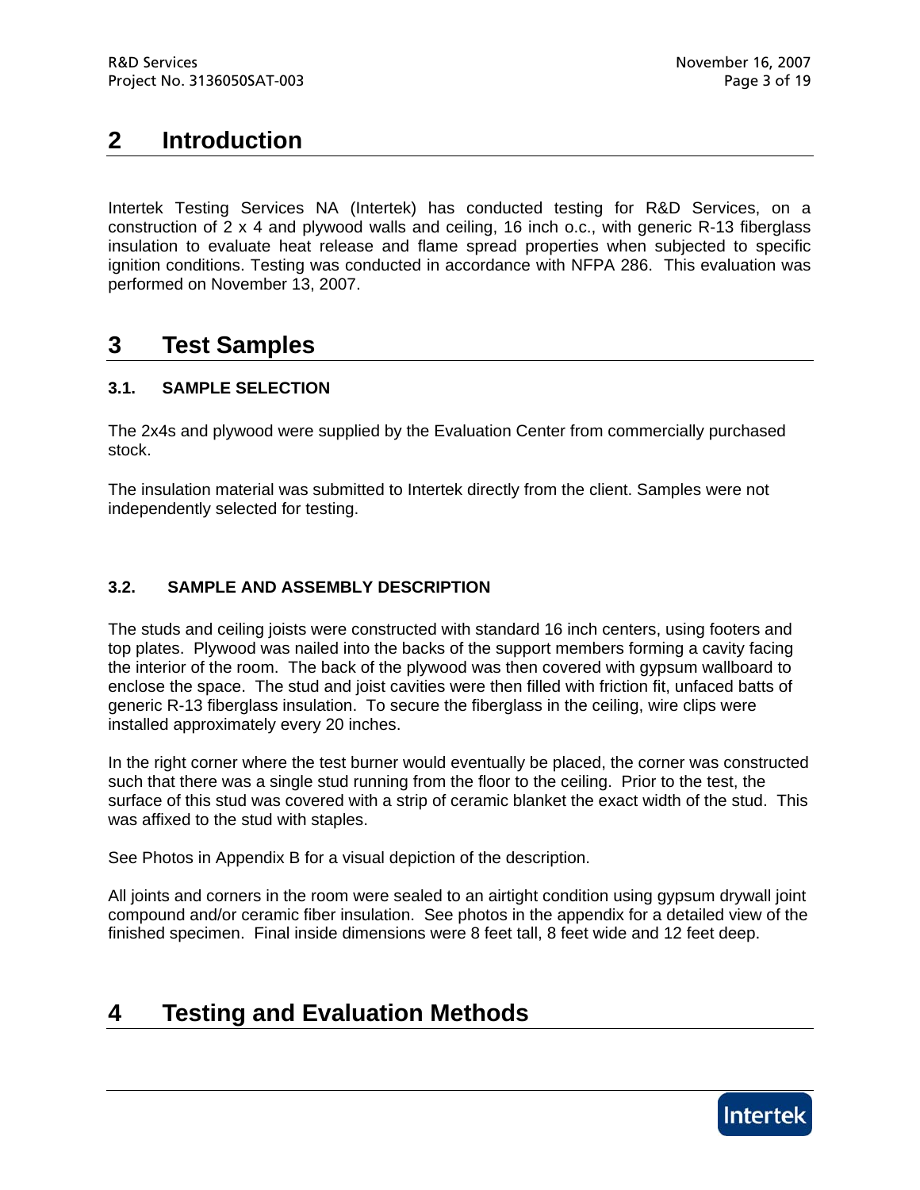## 2 Introduction

Intertek Testing Services NA (Intertek) has conducted testing for R&D Services, on a construction of 2 x 4 and plywood walls and ceiling, 16 inch o.c., with generic R-13 fiberglass insulation to evaluate heat release and flame spread properties when subjected to specific ignition conditions. Testing was conducted in accordance with NFPA 286. This evaluation was performed on November 13, 2007.

## 3 Test Samples

### 3.1. SAMPLE SELECTION

The 2x4s and plywood were supplied by the Evaluation Center from commercially purchased stock.

The insulation material was submitted to Intertek directly from the client. Samples were not independently selected for testing.

### 3.2. SAMPLE AND ASSEMBLY DESCRIPTION

The studs and ceiling joists were constructed with standard 16 inch centers, using footers and top plates. Plywood was nailed into the backs of the support members forming a cavity facing the interior of the room. The back of the plywood was then covered with gypsum wallboard to enclose the space. The stud and joist cavities were then filled with friction fit, unfaced batts of generic R-13 fiberglass insulation. To secure the fiberglass in the ceiling, wire clips were installed approximately every 20 inches.

In the right corner where the test burner would eventually be placed, the corner was constructed such that there was a single stud running from the floor to the ceiling. Prior to the test, the surface of this stud was covered with a strip of ceramic blanket the exact width of the stud. This was affixed to the stud with staples.

See Photos in Appendix B for a visual depiction of the description.

All joints and corners in the room were sealed to an airtight condition using gypsum drywall joint compound and/or ceramic fiber insulation. See photos in the appendix for a detailed view of the finished specimen. Final inside dimensions were 8 feet tall, 8 feet wide and 12 feet deep.

## 4 Testing and Evaluation Methods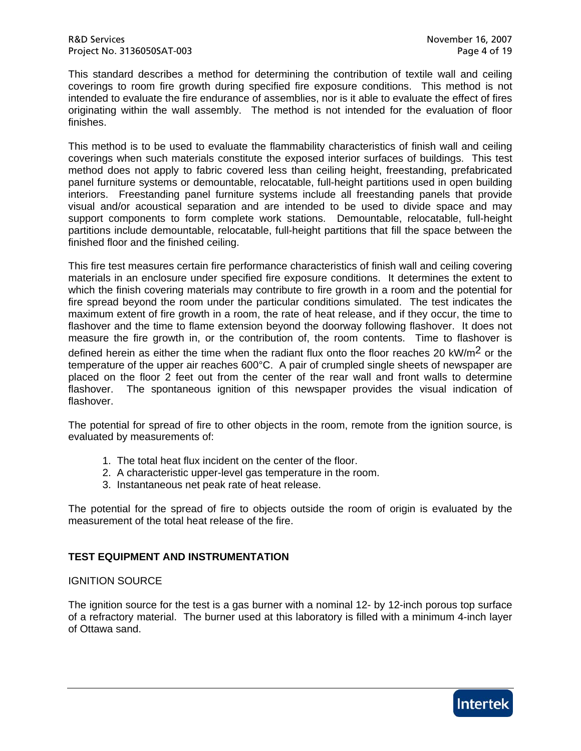This standard describes a method for determining the contribution of textile wall and ceiling coverings to room fire growth during specified fire exposure conditions. This method is not intended to evaluate the fire endurance of assemblies, nor is it able to evaluate the effect of fires originating within the wall assembly. The method is not intended for the evaluation of floor finishes.

This method is to be used to evaluate the flammability characteristics of finish wall and ceiling coverings when such materials constitute the exposed interior surfaces of buildings. This test method does not apply to fabric covered less than ceiling height, freestanding, prefabricated panel furniture systems or demountable, relocatable, full-height partitions used in open building interiors. Freestanding panel furniture systems include all freestanding panels that provide visual and/or acoustical separation and are intended to be used to divide space and may support components to form complete work stations. Demountable, relocatable, full-height partitions include demountable, relocatable, full-height partitions that fill the space between the finished floor and the finished ceiling.

This fire test measures certain fire performance characteristics of finish wall and ceiling covering materials in an enclosure under specified fire exposure conditions. It determines the extent to which the finish covering materials may contribute to fire growth in a room and the potential for fire spread beyond the room under the particular conditions simulated. The test indicates the maximum extent of fire growth in a room, the rate of heat release, and if they occur, the time to flashover and the time to flame extension beyond the doorway following flashover. It does not measure the fire growth in, or the contribution of, the room contents. Time to flashover is defined herein as either the time when the radiant flux onto the floor reaches 20 kW/m$^2$ or the temperature of the upper air reaches 600°C. A pair of crumpled single sheets of newspaper are placed on the floor 2 feet out from the center of the rear wall and front walls to determine flashover. The spontaneous ignition of this newspaper provides the visual indication of flashover.

The potential for spread of fire to other objects in the room, remote from the ignition source, is evaluated by measurements of:

1. The total heat flux incident on the center of the floor.
2. A characteristic upper-level gas temperature in the room.
3. Instantaneous net peak rate of heat release.

The potential for the spread of fire to objects outside the room of origin is evaluated by the measurement of the total heat release of the fire.

## TEST EQUIPMENT AND INSTRUMENTATION

### IGNITION SOURCE

The ignition source for the test is a gas burner with a nominal 12- by 12-inch porous top surface of a refractory material. The burner used at this laboratory is filled with a minimum 4-inch layer of Ottawa sand.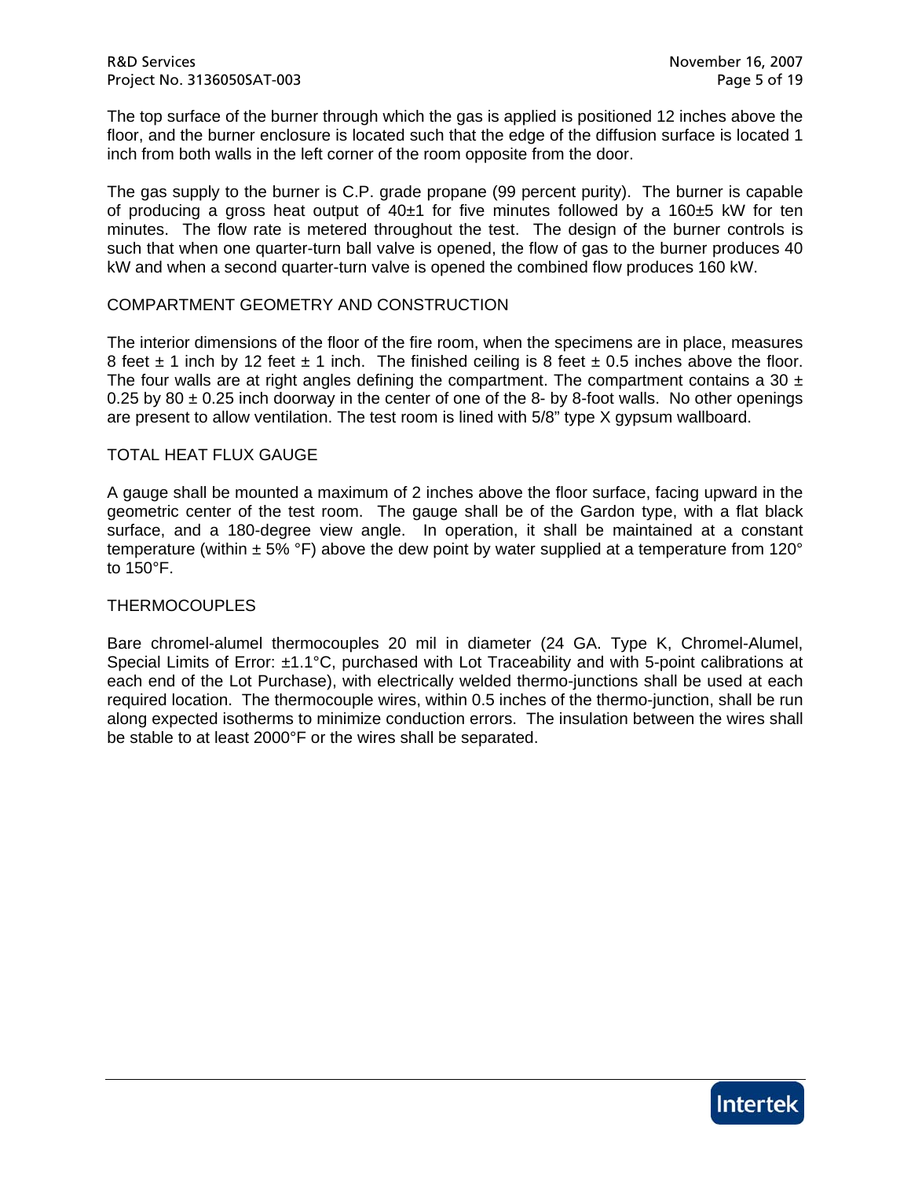The top surface of the burner through which the gas is applied is positioned 12 inches above the floor, and the burner enclosure is located such that the edge of the diffusion surface is located 1 inch from both walls in the left corner of the room opposite from the door.

The gas supply to the burner is C.P. grade propane (99 percent purity). The burner is capable of producing a gross heat output of 40±1 for five minutes followed by a 160±5 kW for ten minutes. The flow rate is metered throughout the test. The design of the burner controls is such that when one quarter-turn ball valve is opened, the flow of gas to the burner produces 40 kW and when a second quarter-turn valve is opened the combined flow produces 160 kW.

## COMPARTMENT GEOMETRY AND CONSTRUCTION

The interior dimensions of the floor of the fire room, when the specimens are in place, measures 8 feet ± 1 inch by 12 feet ± 1 inch. The finished ceiling is 8 feet ± 0.5 inches above the floor. The four walls are at right angles defining the compartment. The compartment contains a 30 ± 0.25 by 80 ± 0.25 inch doorway in the center of one of the 8- by 8-foot walls. No other openings are present to allow ventilation. The test room is lined with 5/8" type X gypsum wallboard.

## TOTAL HEAT FLUX GAUGE

A gauge shall be mounted a maximum of 2 inches above the floor surface, facing upward in the geometric center of the test room. The gauge shall be of the Gardon type, with a flat black surface, and a 180-degree view angle. In operation, it shall be maintained at a constant temperature (within ± 5% °F) above the dew point by water supplied at a temperature from 120° to 150°F.

## THERMOCOUPLES

Bare chromel-alumel thermocouples 20 mil in diameter (24 GA. Type K, Chromel-Alumel, Special Limits of Error: ±1.1°C, purchased with Lot Traceability and with 5-point calibrations at each end of the Lot Purchase), with electrically welded thermo-junctions shall be used at each required location. The thermocouple wires, within 0.5 inches of the thermo-junction, shall be run along expected isotherms to minimize conduction errors. The insulation between the wires shall be stable to at least 2000°F or the wires shall be separated.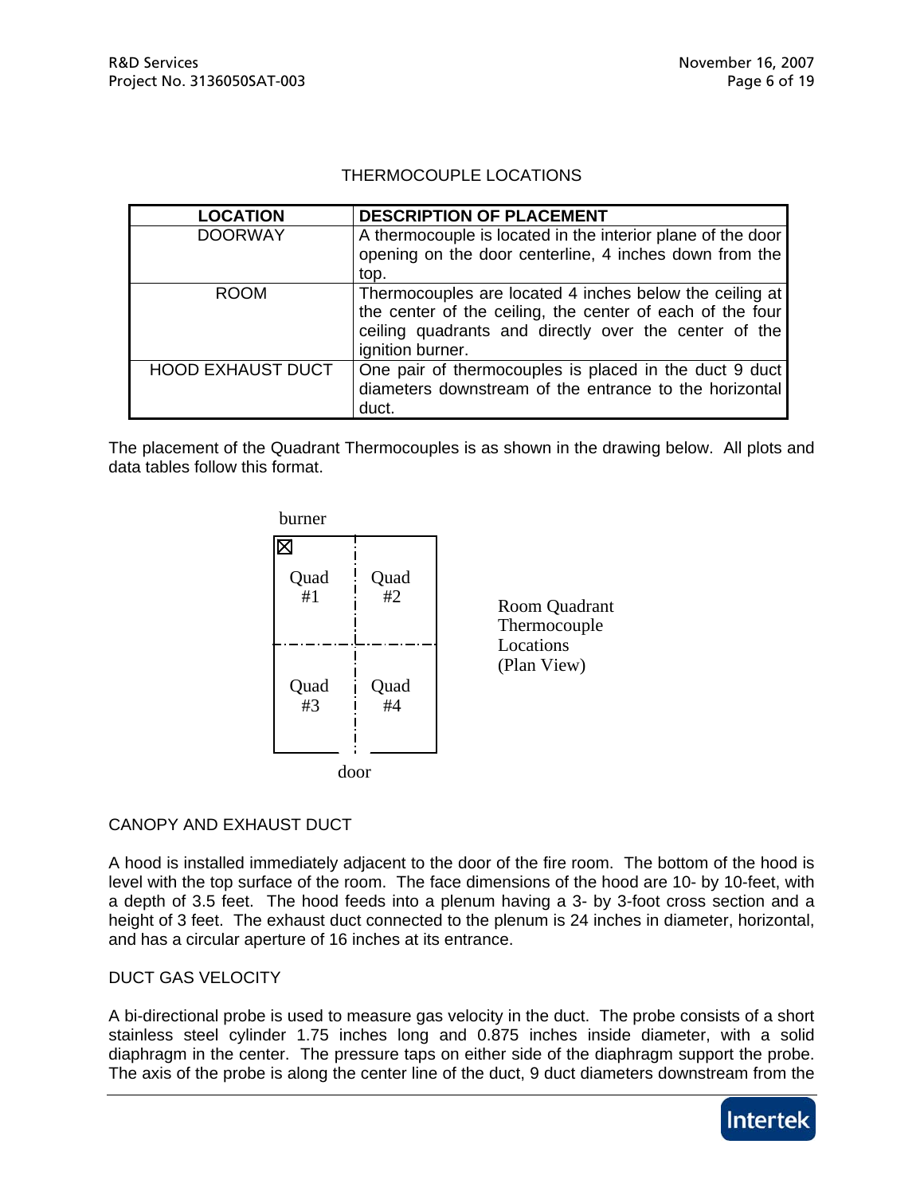## THERMOCOUPLE LOCATIONS

| LOCATION | DESCRIPTION OF PLACEMENT |
|---|---|
| DOORWAY | A thermocouple is located in the interior plane of the door opening on the door centerline, 4 inches down from the top. |
| ROOM | Thermocouples are located 4 inches below the ceiling at the center of the ceiling, the center of each of the four ceiling quadrants and directly over the center of the ignition burner. |
| HOOD EXHAUST DUCT | One pair of thermocouples is placed in the duct 9 duct diameters downstream of the entrance to the horizontal duct. |

The placement of the Quadrant Thermocouples is as shown in the drawing below. All plots and data tables follow this format.

| burner | |
|---|---|
| ☒ Quad #1 | Quad #2 |
| Quad #3 | Quad #4 |
| door | |

Room Quadrant Thermocouple Locations (Plan View)

## CANOPY AND EXHAUST DUCT

A hood is installed immediately adjacent to the door of the fire room. The bottom of the hood is level with the top surface of the room. The face dimensions of the hood are 10- by 10-feet, with a depth of 3.5 feet. The hood feeds into a plenum having a 3- by 3-foot cross section and a height of 3 feet. The exhaust duct connected to the plenum is 24 inches in diameter, horizontal, and has a circular aperture of 16 inches at its entrance.

## DUCT GAS VELOCITY

A bi-directional probe is used to measure gas velocity in the duct. The probe consists of a short stainless steel cylinder 1.75 inches long and 0.875 inches inside diameter, with a solid diaphragm in the center. The pressure taps on either side of the diaphragm support the probe. The axis of the probe is along the center line of the duct, 9 duct diameters downstream from the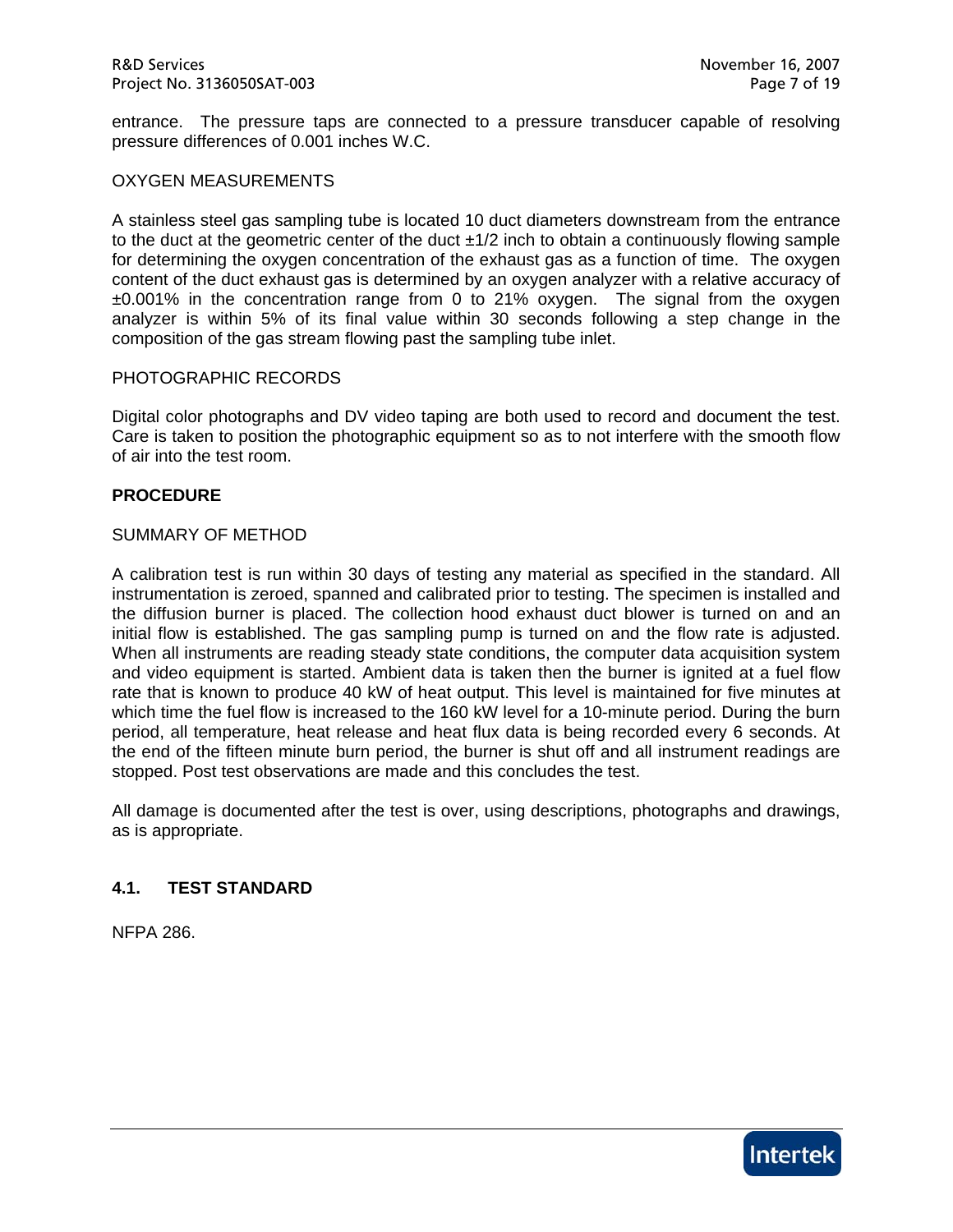entrance. The pressure taps are connected to a pressure transducer capable of resolving pressure differences of 0.001 inches W.C.

OXYGEN MEASUREMENTS

A stainless steel gas sampling tube is located 10 duct diameters downstream from the entrance to the duct at the geometric center of the duct ±1/2 inch to obtain a continuously flowing sample for determining the oxygen concentration of the exhaust gas as a function of time. The oxygen content of the duct exhaust gas is determined by an oxygen analyzer with a relative accuracy of ±0.001% in the concentration range from 0 to 21% oxygen. The signal from the oxygen analyzer is within 5% of its final value within 30 seconds following a step change in the composition of the gas stream flowing past the sampling tube inlet.

PHOTOGRAPHIC RECORDS

Digital color photographs and DV video taping are both used to record and document the test. Care is taken to position the photographic equipment so as to not interfere with the smooth flow of air into the test room.

**PROCEDURE**

SUMMARY OF METHOD

A calibration test is run within 30 days of testing any material as specified in the standard. All instrumentation is zeroed, spanned and calibrated prior to testing. The specimen is installed and the diffusion burner is placed. The collection hood exhaust duct blower is turned on and an initial flow is established. The gas sampling pump is turned on and the flow rate is adjusted. When all instruments are reading steady state conditions, the computer data acquisition system and video equipment is started. Ambient data is taken then the burner is ignited at a fuel flow rate that is known to produce 40 kW of heat output. This level is maintained for five minutes at which time the fuel flow is increased to the 160 kW level for a 10-minute period. During the burn period, all temperature, heat release and heat flux data is being recorded every 6 seconds. At the end of the fifteen minute burn period, the burner is shut off and all instrument readings are stopped. Post test observations are made and this concludes the test.

All damage is documented after the test is over, using descriptions, photographs and drawings, as is appropriate.

## 4.1. TEST STANDARD

NFPA 286.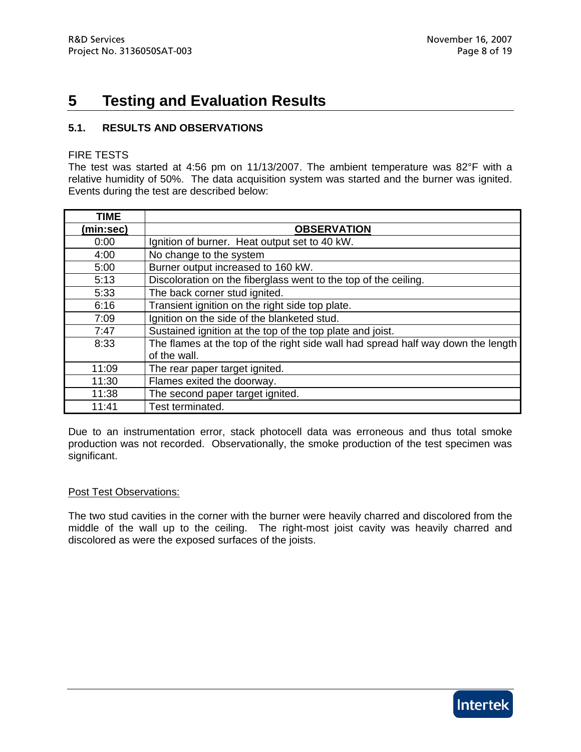# 5 Testing and Evaluation Results

## 5.1. RESULTS AND OBSERVATIONS

FIRE TESTS

The test was started at 4:56 pm on 11/13/2007. The ambient temperature was 82°F with a relative humidity of 50%. The data acquisition system was started and the burner was ignited. Events during the test are described below:

| TIME (min:sec) | OBSERVATION |
|---|---|
| 0:00 | Ignition of burner. Heat output set to 40 kW. |
| 4:00 | No change to the system |
| 5:00 | Burner output increased to 160 kW. |
| 5:13 | Discoloration on the fiberglass went to the top of the ceiling. |
| 5:33 | The back corner stud ignited. |
| 6:16 | Transient ignition on the right side top plate. |
| 7:09 | Ignition on the side of the blanketed stud. |
| 7:47 | Sustained ignition at the top of the top plate and joist. |
| 8:33 | The flames at the top of the right side wall had spread half way down the length of the wall. |
| 11:09 | The rear paper target ignited. |
| 11:30 | Flames exited the doorway. |
| 11:38 | The second paper target ignited. |
| 11:41 | Test terminated. |

Due to an instrumentation error, stack photocell data was erroneous and thus total smoke production was not recorded. Observationally, the smoke production of the test specimen was significant.

Post Test Observations:

The two stud cavities in the corner with the burner were heavily charred and discolored from the middle of the wall up to the ceiling. The right-most joist cavity was heavily charred and discolored as were the exposed surfaces of the joists.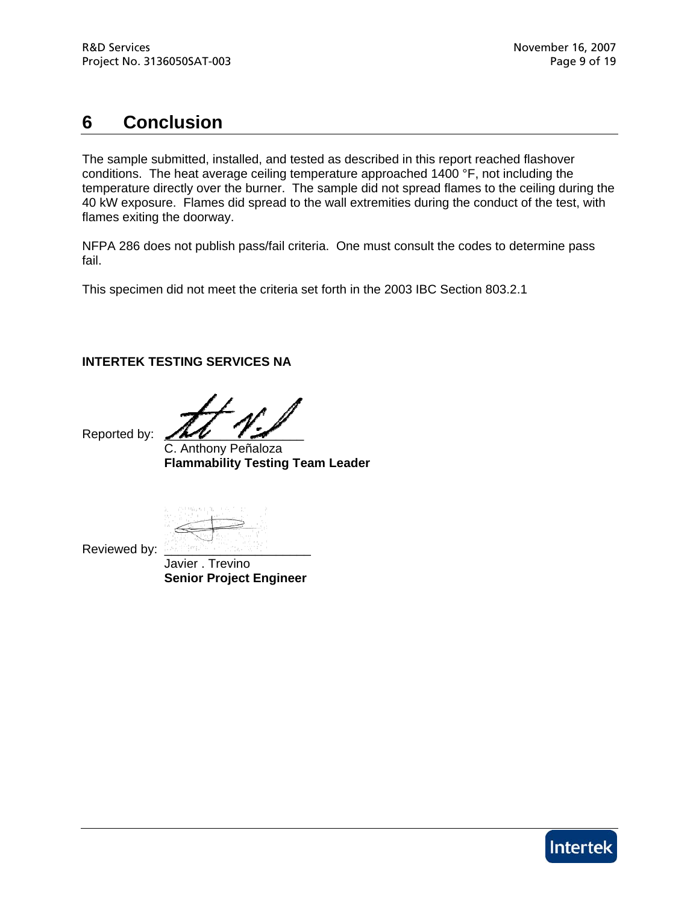# 6 Conclusion

The sample submitted, installed, and tested as described in this report reached flashover conditions. The heat average ceiling temperature approached 1400 °F, not including the temperature directly over the burner. The sample did not spread flames to the ceiling during the 40 kW exposure. Flames did spread to the wall extremities during the conduct of the test, with flames exiting the doorway.

NFPA 286 does not publish pass/fail criteria. One must consult the codes to determine pass fail.

This specimen did not meet the criteria set forth in the 2003 IBC Section 803.2.1

**INTERTEK TESTING SERVICES NA**

Reported by: ____________________
C. Anthony Peñaloza
**Flammability Testing Team Leader**

Reviewed by: ____________________
Javier . Trevino
**Senior Project Engineer**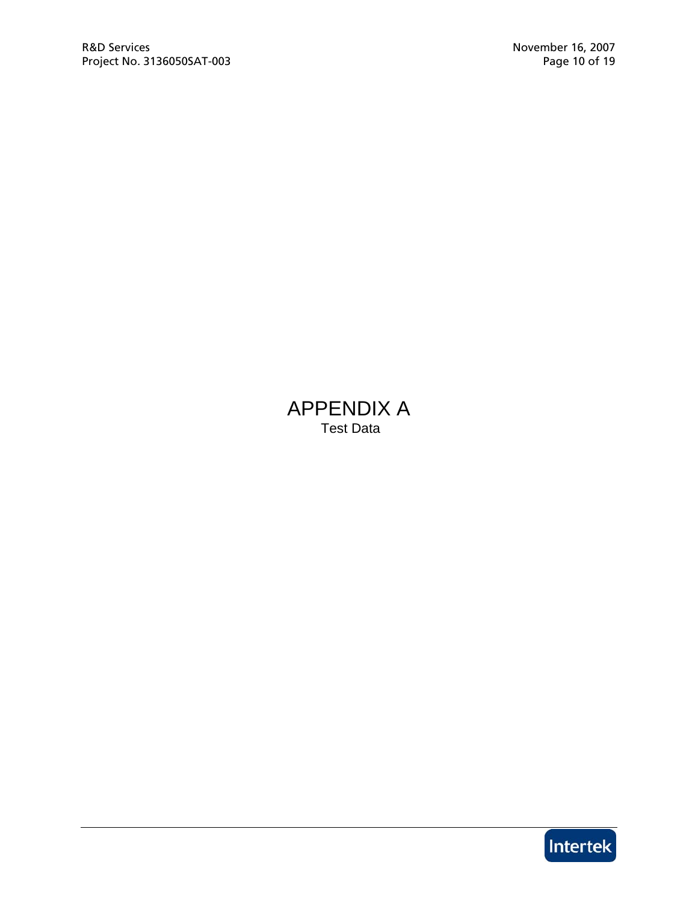# APPENDIX A

Test Data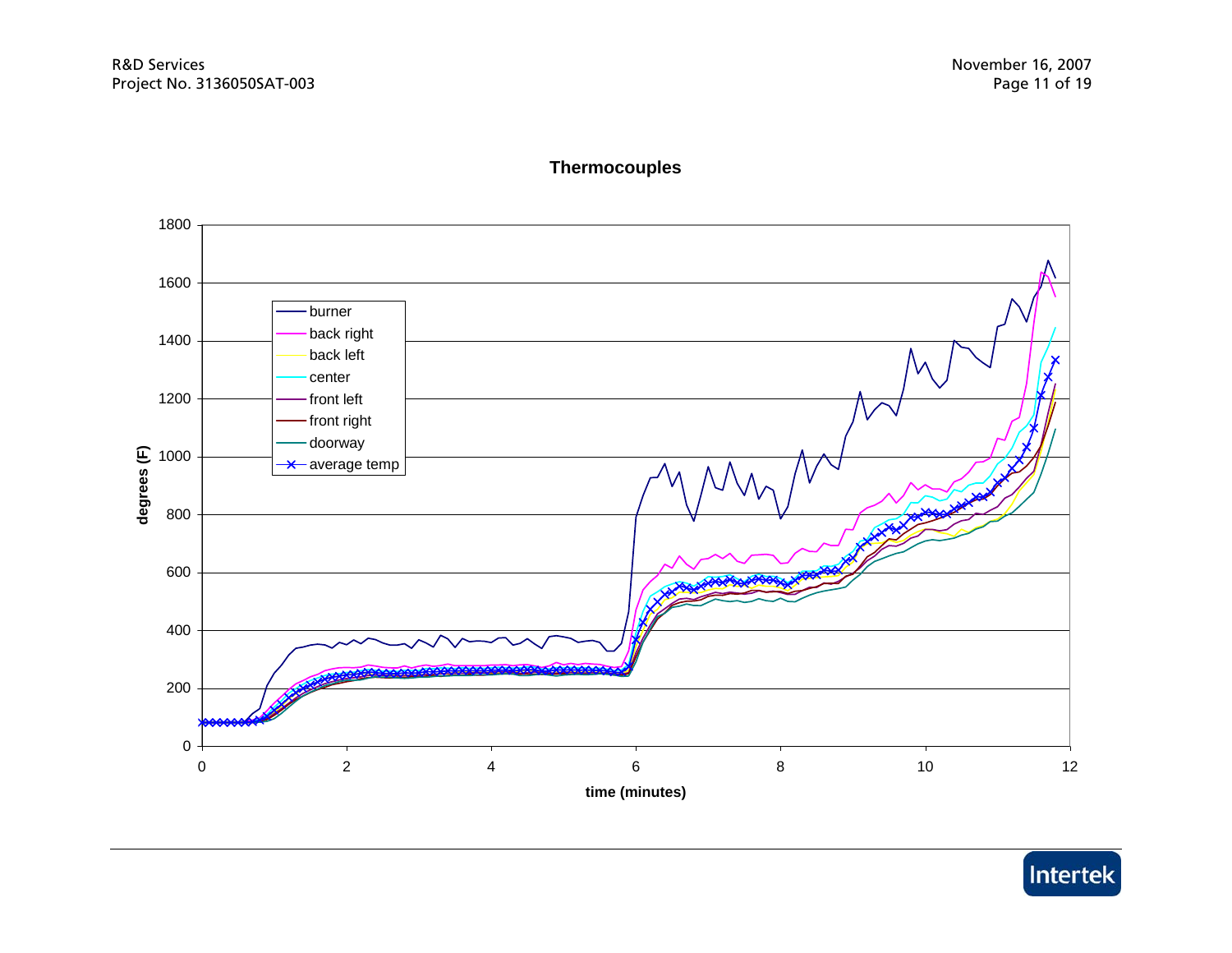**Thermocouples**

Legend: burner, back right, back left, center, front left, front right, doorway, average temp

degrees (F)

time (minutes)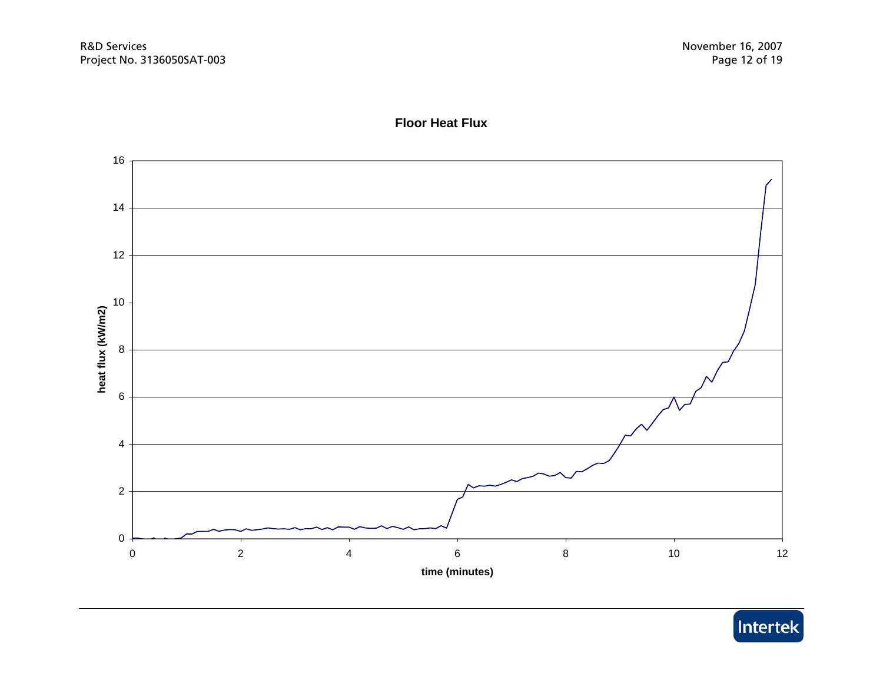**Floor Heat Flux**

heat flux (kW/m2)

time (minutes)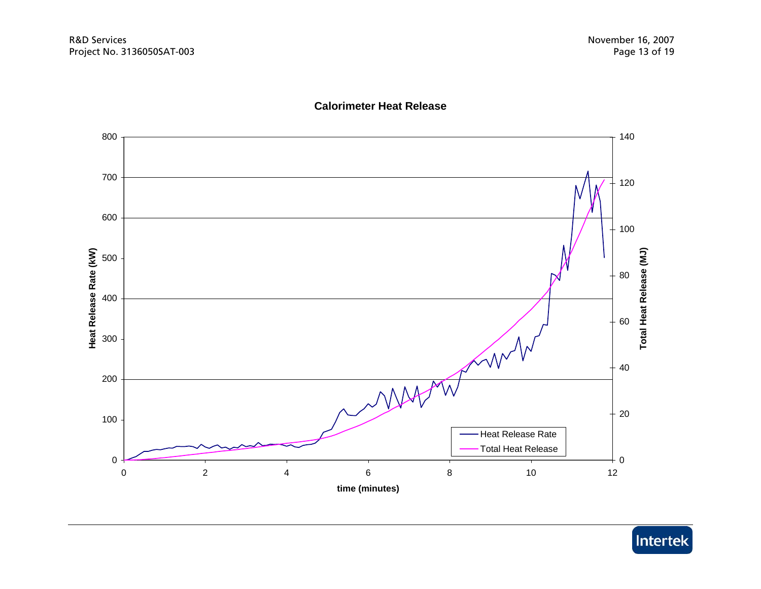**Calorimeter Heat Release**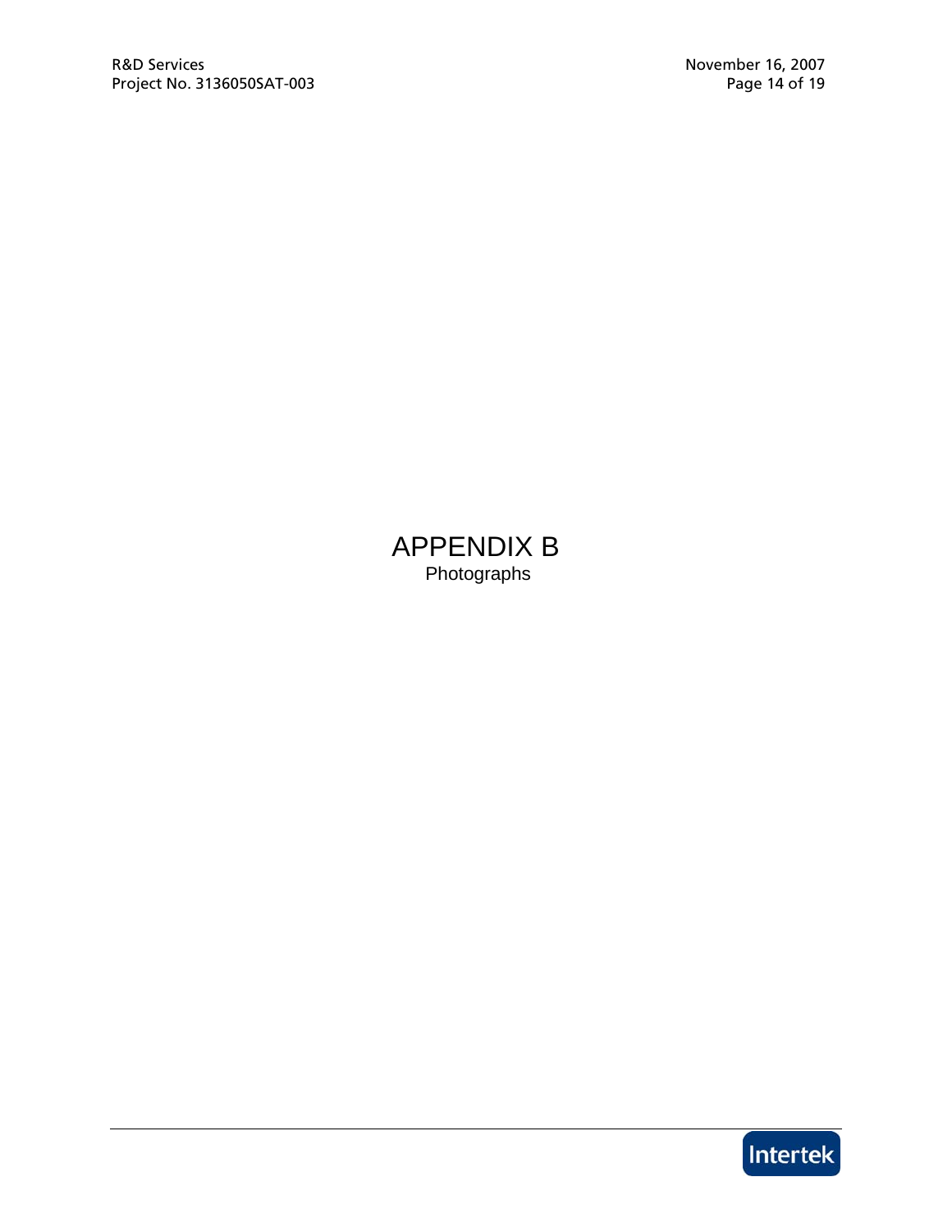# APPENDIX B

Photographs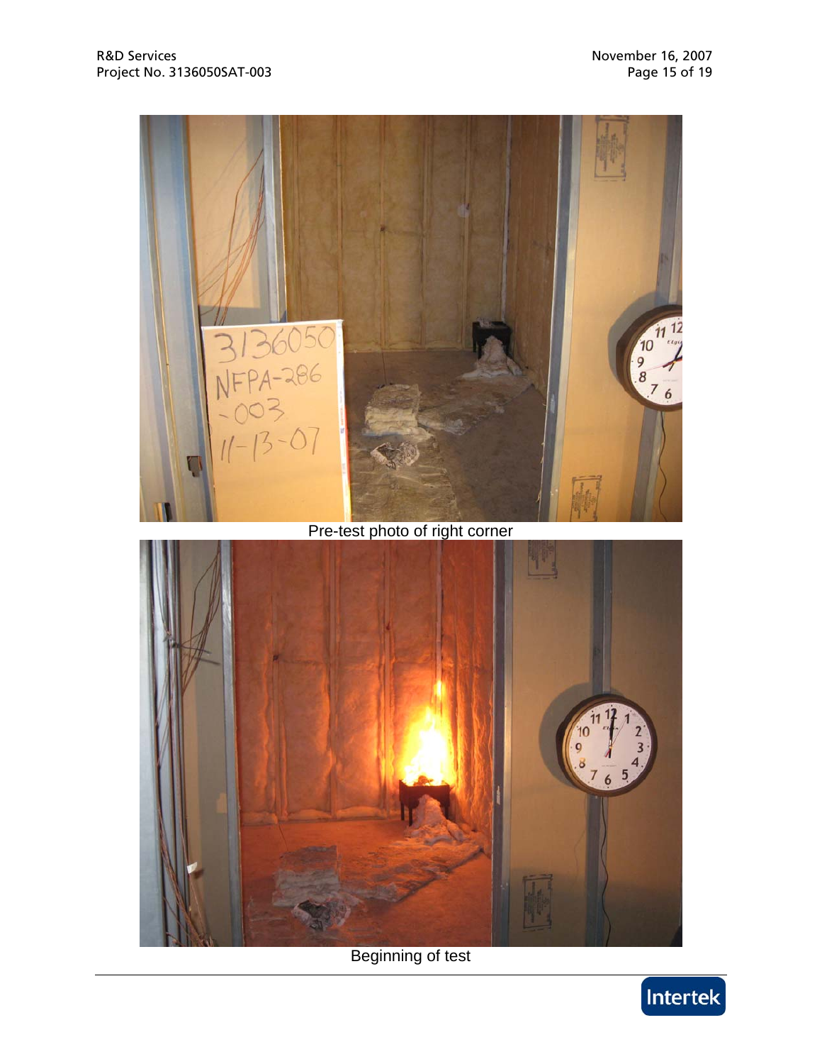Pre-test photo of right corner

Beginning of test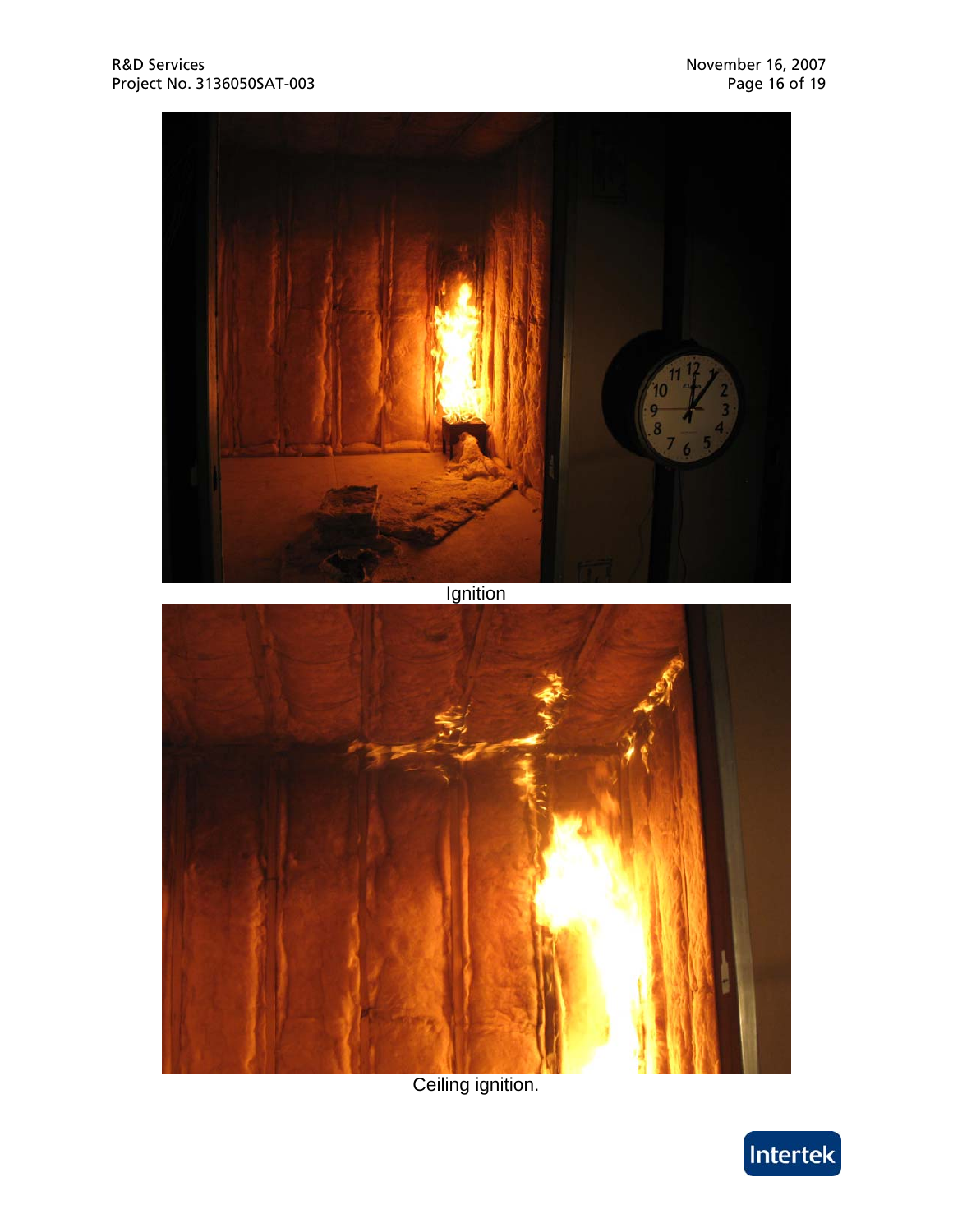Ignition

Ceiling ignition.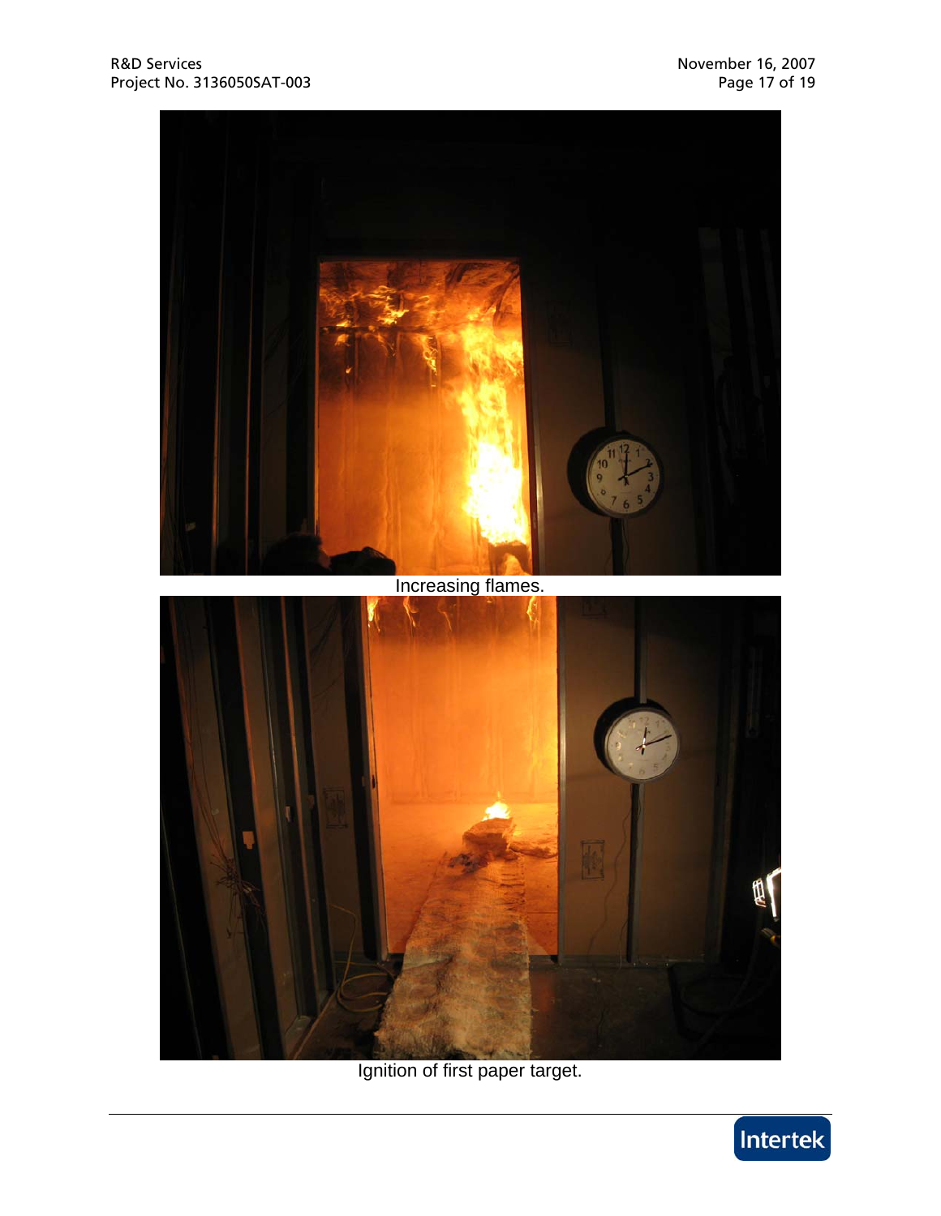Increasing flames.

Ignition of first paper target.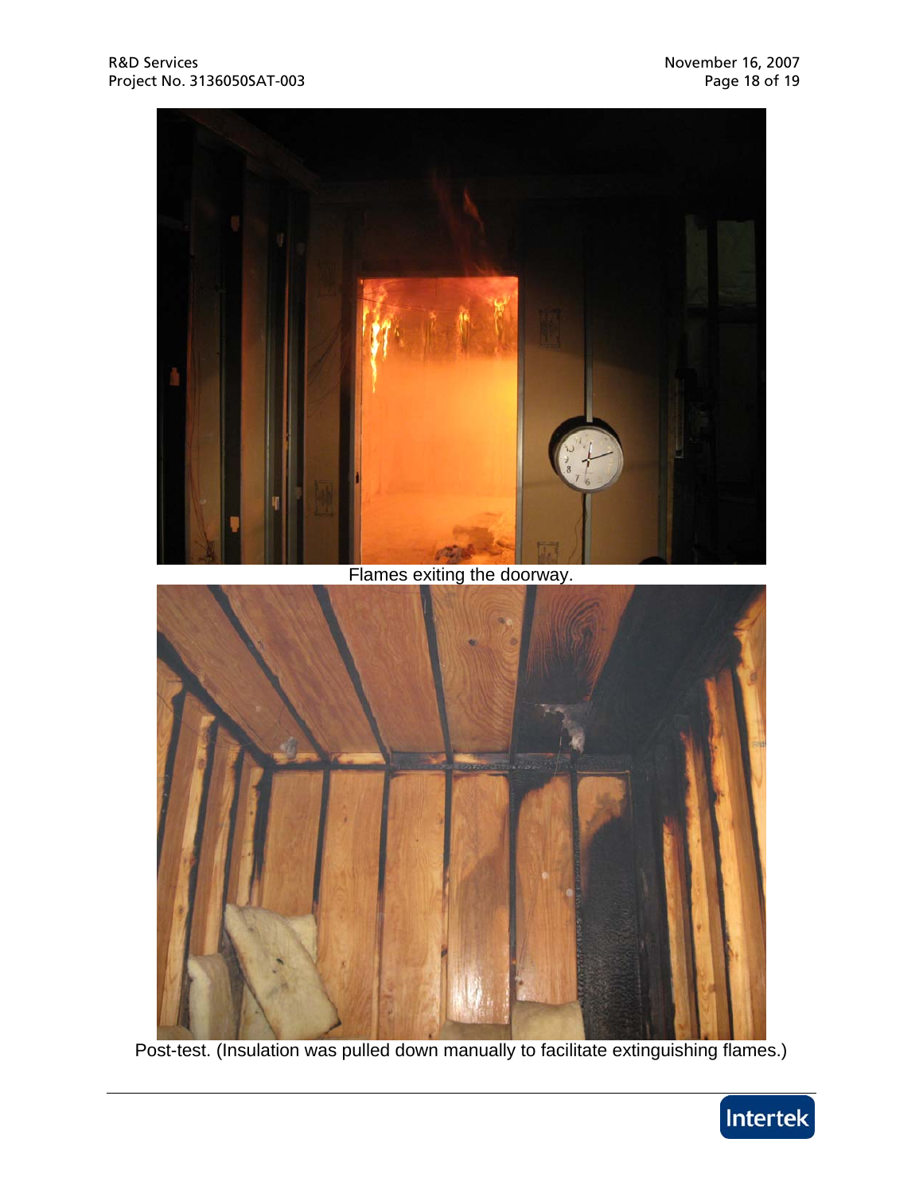Flames exiting the doorway.

Post-test. (Insulation was pulled down manually to facilitate extinguishing flames.)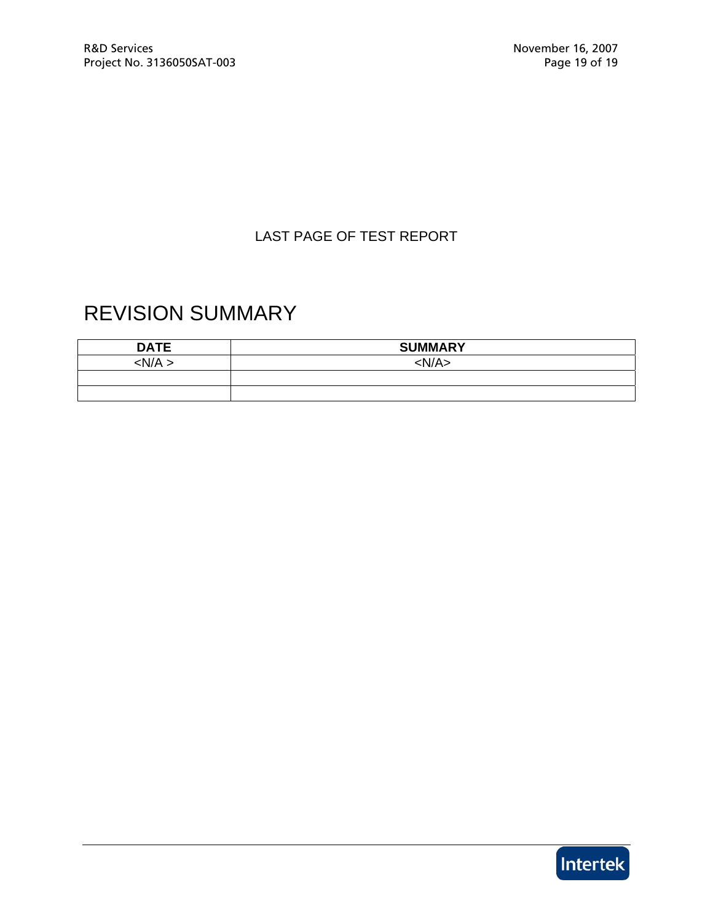LAST PAGE OF TEST REPORT

# REVISION SUMMARY

| DATE | SUMMARY |
|---|---|
| <N/A > | <N/A> |
| | |
| | |